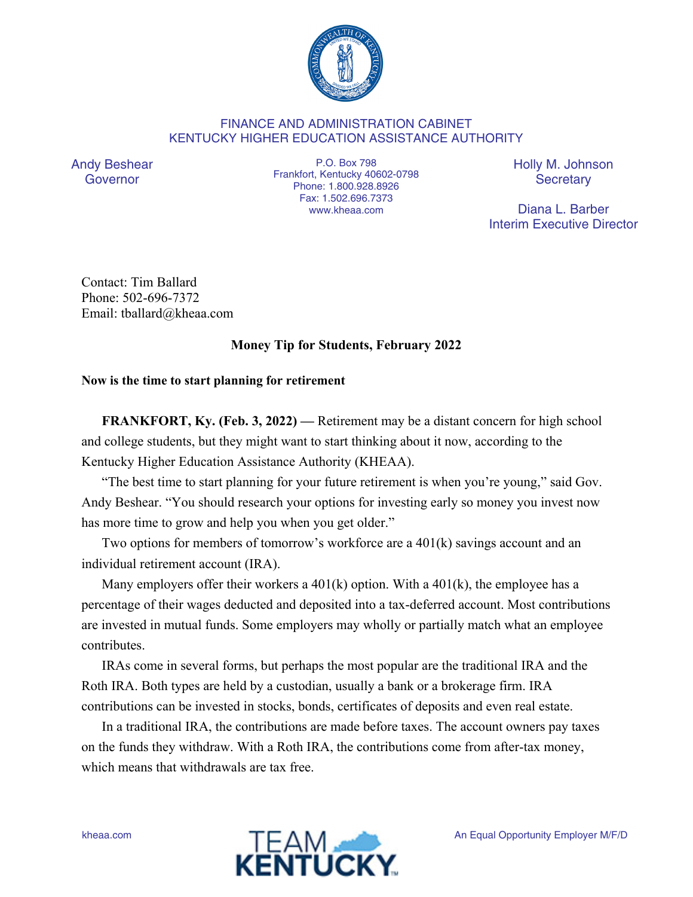FINANCE AND ADMINISTRATION CABINET
KENTUCKY HIGHER EDUCATION ASSISTANCE AUTHORITY

Andy Beshear
Governor

P.O. Box 798
Frankfort, Kentucky 40602-0798
Phone: 1.800.928.8926
Fax: 1.502.696.7373
www.kheaa.com

Holly M. Johnson
Secretary

Diana L. Barber
Interim Executive Director

Contact: Tim Ballard
Phone: 502-696-7372
Email: tballard@kheaa.com

**Money Tip for Students, February 2022**

**Now is the time to start planning for retirement**

**FRANKFORT, Ky. (Feb. 3, 2022) —** Retirement may be a distant concern for high school and college students, but they might want to start thinking about it now, according to the Kentucky Higher Education Assistance Authority (KHEAA).

"The best time to start planning for your future retirement is when you're young," said Gov. Andy Beshear. "You should research your options for investing early so money you invest now has more time to grow and help you when you get older."

Two options for members of tomorrow's workforce are a 401(k) savings account and an individual retirement account (IRA).

Many employers offer their workers a 401(k) option. With a 401(k), the employee has a percentage of their wages deducted and deposited into a tax-deferred account. Most contributions are invested in mutual funds. Some employers may wholly or partially match what an employee contributes.

IRAs come in several forms, but perhaps the most popular are the traditional IRA and the Roth IRA. Both types are held by a custodian, usually a bank or a brokerage firm. IRA contributions can be invested in stocks, bonds, certificates of deposits and even real estate.

In a traditional IRA, the contributions are made before taxes. The account owners pay taxes on the funds they withdraw. With a Roth IRA, the contributions come from after-tax money, which means that withdrawals are tax free.

kheaa.com

An Equal Opportunity Employer M/F/D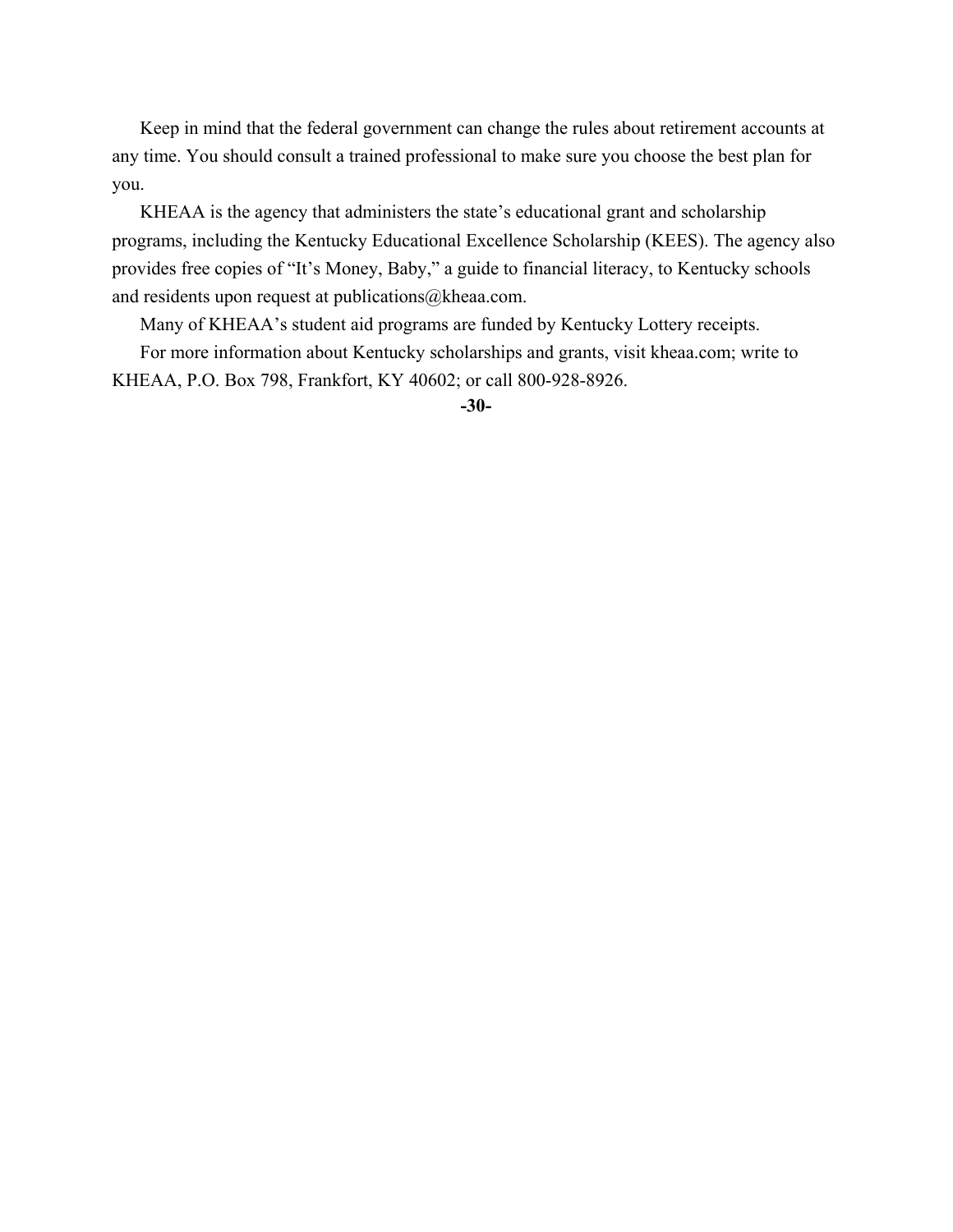Keep in mind that the federal government can change the rules about retirement accounts at any time. You should consult a trained professional to make sure you choose the best plan for you.

KHEAA is the agency that administers the state's educational grant and scholarship programs, including the Kentucky Educational Excellence Scholarship (KEES). The agency also provides free copies of "It's Money, Baby," a guide to financial literacy, to Kentucky schools and residents upon request at publications@kheaa.com.

Many of KHEAA's student aid programs are funded by Kentucky Lottery receipts.

For more information about Kentucky scholarships and grants, visit kheaa.com; write to KHEAA, P.O. Box 798, Frankfort, KY 40602; or call 800-928-8926.

**-30-**